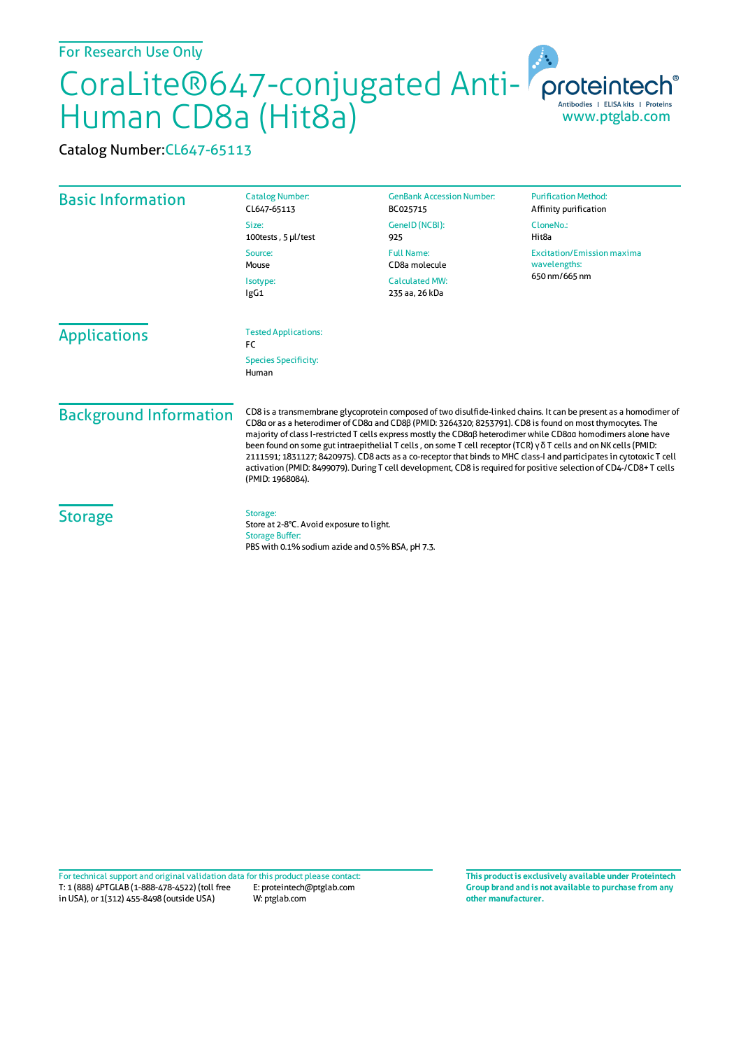For Research Use Only

# CoraLite®647-conjugated Anti-Human CD8a (Hit8a)

proteintech®
Antibodies | ELISA kits | Proteins
www.ptglab.com

Catalog Number: CL647-65113

## Basic Information

Catalog Number:
CL647-65113

Size:
100tests , 5 μl/test

Source:
Mouse

Isotype:
IgG1

GenBank Accession Number:
BC025715

GeneID (NCBI):
925

Full Name:
CD8a molecule

Calculated MW:
235 aa, 26 kDa

Purification Method:
Affinity purification

CloneNo.:
Hit8a

Excitation/Emission maxima wavelengths:
650 nm/665 nm

## Applications

Tested Applications:
FC

Species Specificity:
Human

## Background Information

CD8 is a transmembrane glycoprotein composed of two disulfide-linked chains. It can be present as a homodimer of CD8α or as a heterodimer of CD8α and CD8β (PMID: 3264320; 8253791). CD8 is found on most thymocytes. The majority of class I-restricted T cells express mostly the CD8αβ heterodimer while CD8αα homodimers alone have been found on some gut intraepithelial T cells , on some T cell receptor (TCR) γ δ T cells and on NK cells (PMID: 2111591; 1831127; 8420975). CD8 acts as a co-receptor that binds to MHC class-I and participates in cytotoxic T cell activation (PMID: 8499079). During T cell development, CD8 is required for positive selection of CD4-/CD8+ T cells (PMID: 1968084).

## Storage

Storage:
Store at 2-8°C. Avoid exposure to light.

Storage Buffer:
PBS with 0.1% sodium azide and 0.5% BSA, pH 7.3.

For technical support and original validation data for this product please contact:
T: 1 (888) 4PTGLAB (1-888-478-4522) (toll free in USA), or 1(312) 455-8498 (outside USA)
E: proteintech@ptglab.com
W: ptglab.com

**This product is exclusively available under Proteintech Group brand and is not available to purchase from any other manufacturer.**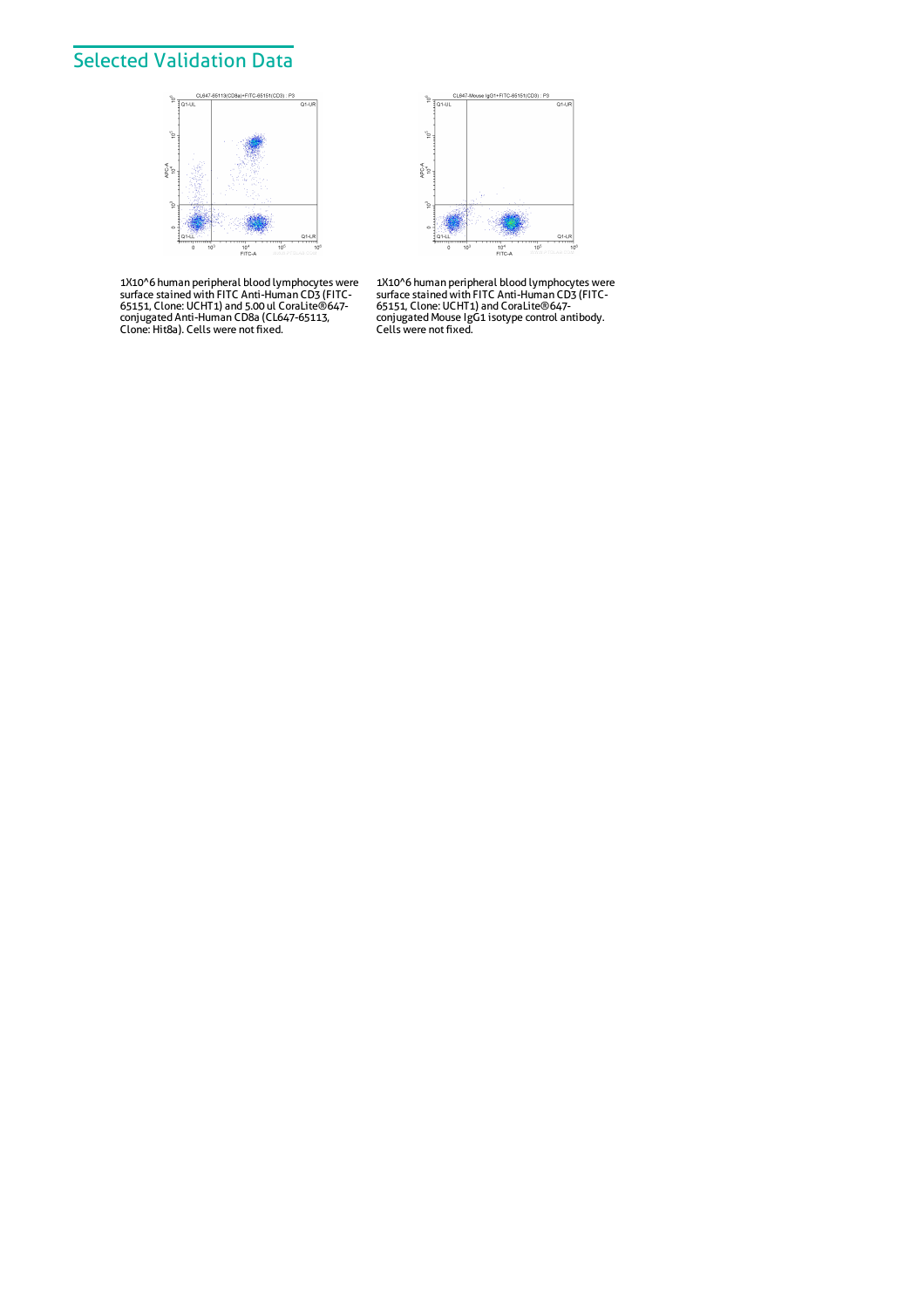# Selected Validation Data

CL647-65113(CD8a)+FITC-65151(CD3) : P3

Q1-UL

Q1-UR

Q1-LL

Q1-LR

APC-A

FITC-A

1X10^6 human peripheral blood lymphocytes were surface stained with FITC Anti-Human CD3 (FITC-65151, Clone: UCHT1) and 5.00 ul CoraLite®647-conjugated Anti-Human CD8a (CL647-65113, Clone: Hit8a). Cells were not fixed.

CL647-Mouse IgG1+FITC-65151(CD3) : P3

Q1-UL

Q1-UR

Q1-LL

Q1-LR

APC-A

FITC-A

1X10^6 human peripheral blood lymphocytes were surface stained with FITC Anti-Human CD3 (FITC-65151, Clone: UCHT1) and CoraLite®647-conjugated Mouse IgG1 isotype control antibody. Cells were not fixed.